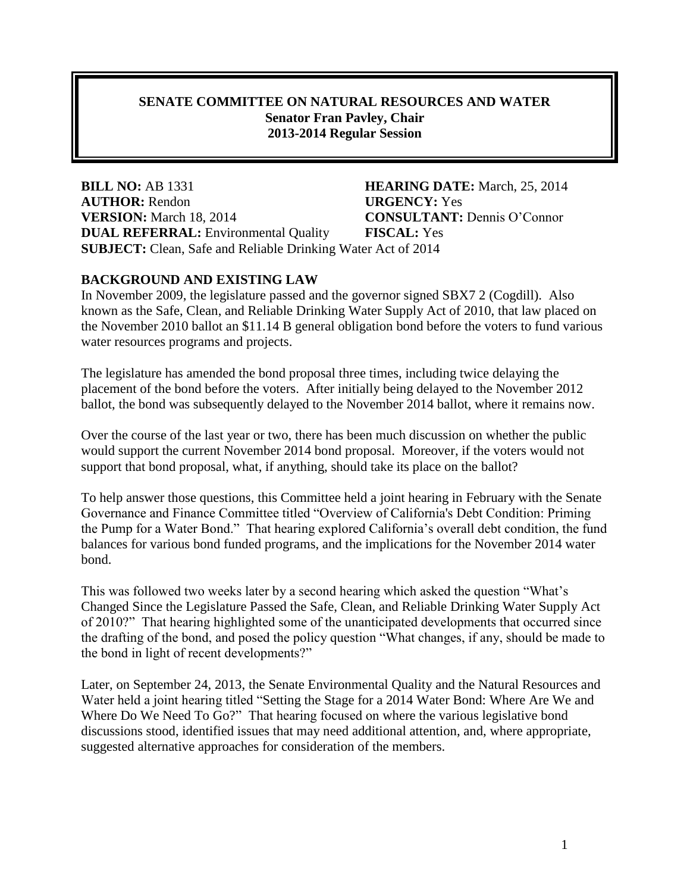# SENATE COMMITTEE ON NATURAL RESOURCES AND WATER

**Senator Fran Pavley, Chair**
**2013-2014 Regular Session**

**BILL NO:** AB 1331
**HEARING DATE:** March, 25, 2014
**AUTHOR:** Rendon
**URGENCY:** Yes
**VERSION:** March 18, 2014
**CONSULTANT:** Dennis O'Connor
**DUAL REFERRAL:** Environmental Quality
**FISCAL:** Yes
**SUBJECT:** Clean, Safe and Reliable Drinking Water Act of 2014

## BACKGROUND AND EXISTING LAW

In November 2009, the legislature passed and the governor signed SBX7 2 (Cogdill). Also known as the Safe, Clean, and Reliable Drinking Water Supply Act of 2010, that law placed on the November 2010 ballot an $11.14 B general obligation bond before the voters to fund various water resources programs and projects.

The legislature has amended the bond proposal three times, including twice delaying the placement of the bond before the voters. After initially being delayed to the November 2012 ballot, the bond was subsequently delayed to the November 2014 ballot, where it remains now.

Over the course of the last year or two, there has been much discussion on whether the public would support the current November 2014 bond proposal. Moreover, if the voters would not support that bond proposal, what, if anything, should take its place on the ballot?

To help answer those questions, this Committee held a joint hearing in February with the Senate Governance and Finance Committee titled "Overview of California's Debt Condition: Priming the Pump for a Water Bond." That hearing explored California's overall debt condition, the fund balances for various bond funded programs, and the implications for the November 2014 water bond.

This was followed two weeks later by a second hearing which asked the question "What's Changed Since the Legislature Passed the Safe, Clean, and Reliable Drinking Water Supply Act of 2010?" That hearing highlighted some of the unanticipated developments that occurred since the drafting of the bond, and posed the policy question "What changes, if any, should be made to the bond in light of recent developments?"

Later, on September 24, 2013, the Senate Environmental Quality and the Natural Resources and Water held a joint hearing titled "Setting the Stage for a 2014 Water Bond: Where Are We and Where Do We Need To Go?" That hearing focused on where the various legislative bond discussions stood, identified issues that may need additional attention, and, where appropriate, suggested alternative approaches for consideration of the members.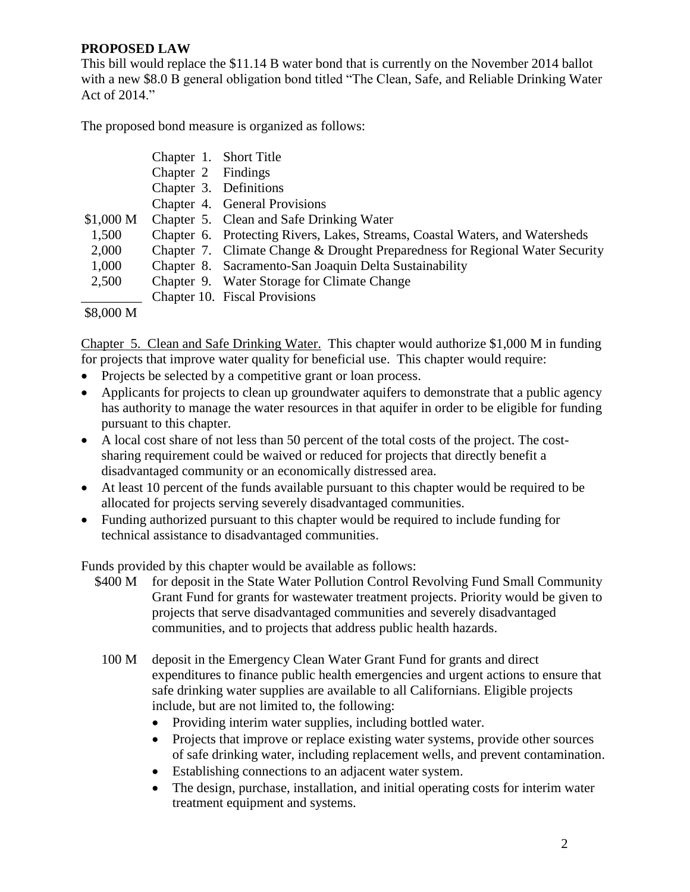**PROPOSED LAW**

This bill would replace the $11.14 B water bond that is currently on the November 2014 ballot with a new $8.0 B general obligation bond titled "The Clean, Safe, and Reliable Drinking Water Act of 2014."

The proposed bond measure is organized as follows:

| | | |
|---|---|---|
| | Chapter 1. | Short Title |
| | Chapter 2 | Findings |
| | Chapter 3. | Definitions |
| | Chapter 4. | General Provisions |
| $1,000 M | Chapter 5. | Clean and Safe Drinking Water |
| 1,500 | Chapter 6. | Protecting Rivers, Lakes, Streams, Coastal Waters, and Watersheds |
| 2,000 | Chapter 7. | Climate Change & Drought Preparedness for Regional Water Security |
| 1,000 | Chapter 8. | Sacramento-San Joaquin Delta Sustainability |
| 2,500 | Chapter 9. | Water Storage for Climate Change |
| | Chapter 10. | Fiscal Provisions |
| $8,000 M | | |

Chapter 5. Clean and Safe Drinking Water. This chapter would authorize $1,000 M in funding for projects that improve water quality for beneficial use. This chapter would require:

- Projects be selected by a competitive grant or loan process.
- Applicants for projects to clean up groundwater aquifers to demonstrate that a public agency has authority to manage the water resources in that aquifer in order to be eligible for funding pursuant to this chapter.
- A local cost share of not less than 50 percent of the total costs of the project. The cost-sharing requirement could be waived or reduced for projects that directly benefit a disadvantaged community or an economically distressed area.
- At least 10 percent of the funds available pursuant to this chapter would be required to be allocated for projects serving severely disadvantaged communities.
- Funding authorized pursuant to this chapter would be required to include funding for technical assistance to disadvantaged communities.

Funds provided by this chapter would be available as follows:

$400 M for deposit in the State Water Pollution Control Revolving Fund Small Community Grant Fund for grants for wastewater treatment projects. Priority would be given to projects that serve disadvantaged communities and severely disadvantaged communities, and to projects that address public health hazards.

100 M deposit in the Emergency Clean Water Grant Fund for grants and direct expenditures to finance public health emergencies and urgent actions to ensure that safe drinking water supplies are available to all Californians. Eligible projects include, but are not limited to, the following:

- Providing interim water supplies, including bottled water.
- Projects that improve or replace existing water systems, provide other sources of safe drinking water, including replacement wells, and prevent contamination.
- Establishing connections to an adjacent water system.
- The design, purchase, installation, and initial operating costs for interim water treatment equipment and systems.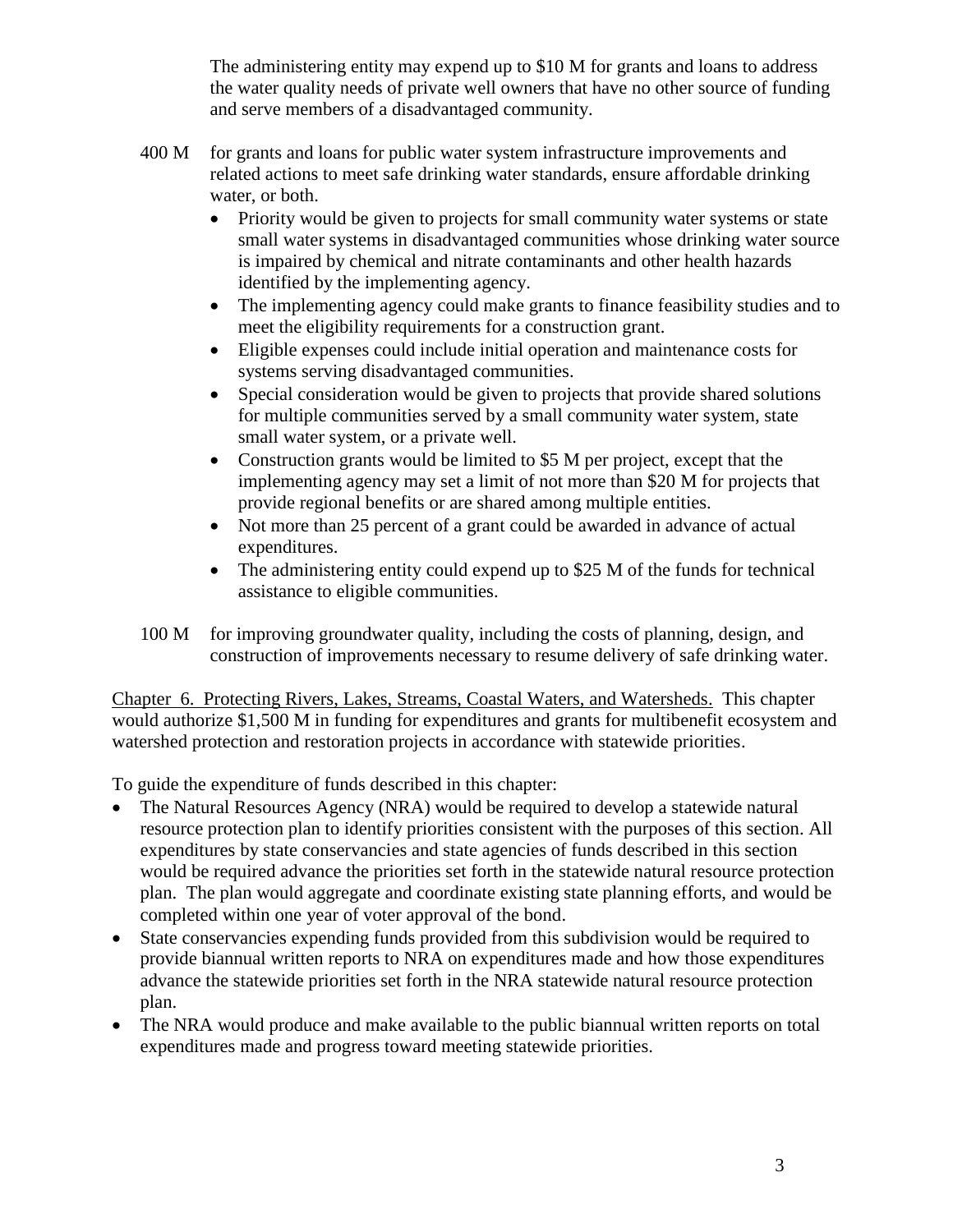The administering entity may expend up to $10 M for grants and loans to address the water quality needs of private well owners that have no other source of funding and serve members of a disadvantaged community.

400 M for grants and loans for public water system infrastructure improvements and related actions to meet safe drinking water standards, ensure affordable drinking water, or both.

- Priority would be given to projects for small community water systems or state small water systems in disadvantaged communities whose drinking water source is impaired by chemical and nitrate contaminants and other health hazards identified by the implementing agency.
- The implementing agency could make grants to finance feasibility studies and to meet the eligibility requirements for a construction grant.
- Eligible expenses could include initial operation and maintenance costs for systems serving disadvantaged communities.
- Special consideration would be given to projects that provide shared solutions for multiple communities served by a small community water system, state small water system, or a private well.
- Construction grants would be limited to $5 M per project, except that the implementing agency may set a limit of not more than $20 M for projects that provide regional benefits or are shared among multiple entities.
- Not more than 25 percent of a grant could be awarded in advance of actual expenditures.
- The administering entity could expend up to $25 M of the funds for technical assistance to eligible communities.

100 M for improving groundwater quality, including the costs of planning, design, and construction of improvements necessary to resume delivery of safe drinking water.

Chapter 6. Protecting Rivers, Lakes, Streams, Coastal Waters, and Watersheds. This chapter would authorize $1,500 M in funding for expenditures and grants for multibenefit ecosystem and watershed protection and restoration projects in accordance with statewide priorities.

To guide the expenditure of funds described in this chapter:

- The Natural Resources Agency (NRA) would be required to develop a statewide natural resource protection plan to identify priorities consistent with the purposes of this section. All expenditures by state conservancies and state agencies of funds described in this section would be required advance the priorities set forth in the statewide natural resource protection plan. The plan would aggregate and coordinate existing state planning efforts, and would be completed within one year of voter approval of the bond.
- State conservancies expending funds provided from this subdivision would be required to provide biannual written reports to NRA on expenditures made and how those expenditures advance the statewide priorities set forth in the NRA statewide natural resource protection plan.
- The NRA would produce and make available to the public biannual written reports on total expenditures made and progress toward meeting statewide priorities.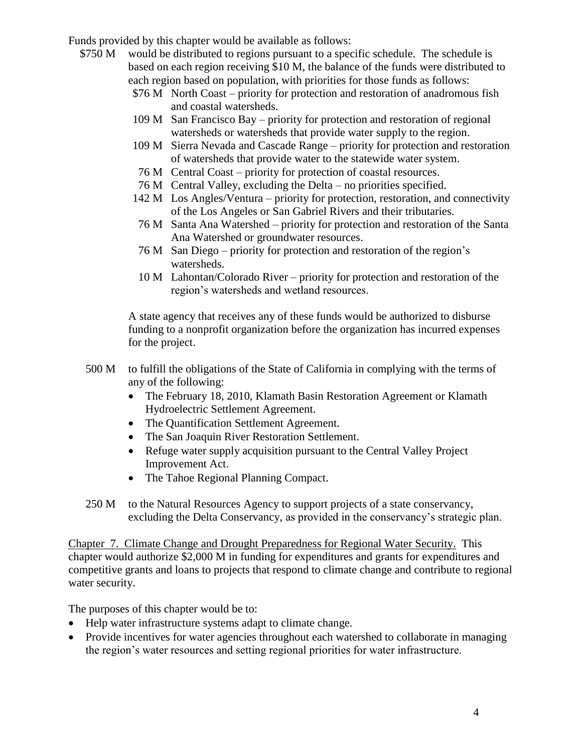Funds provided by this chapter would be available as follows:

- \$750 M would be distributed to regions pursuant to a specific schedule. The schedule is based on each region receiving \$10 M, the balance of the funds were distributed to each region based on population, with priorities for those funds as follows:
  - \$76 M North Coast – priority for protection and restoration of anadromous fish and coastal watersheds.
  - 109 M San Francisco Bay – priority for protection and restoration of regional watersheds or watersheds that provide water supply to the region.
  - 109 M Sierra Nevada and Cascade Range – priority for protection and restoration of watersheds that provide water to the statewide water system.
  - 76 M Central Coast – priority for protection of coastal resources.
  - 76 M Central Valley, excluding the Delta – no priorities specified.
  - 142 M Los Angles/Ventura – priority for protection, restoration, and connectivity of the Los Angeles or San Gabriel Rivers and their tributaries.
  - 76 M Santa Ana Watershed – priority for protection and restoration of the Santa Ana Watershed or groundwater resources.
  - 76 M San Diego – priority for protection and restoration of the region's watersheds.
  - 10 M Lahontan/Colorado River – priority for protection and restoration of the region's watersheds and wetland resources.

  A state agency that receives any of these funds would be authorized to disburse funding to a nonprofit organization before the organization has incurred expenses for the project.

- 500 M to fulfill the obligations of the State of California in complying with the terms of any of the following:
  - The February 18, 2010, Klamath Basin Restoration Agreement or Klamath Hydroelectric Settlement Agreement.
  - The Quantification Settlement Agreement.
  - The San Joaquin River Restoration Settlement.
  - Refuge water supply acquisition pursuant to the Central Valley Project Improvement Act.
  - The Tahoe Regional Planning Compact.

- 250 M to the Natural Resources Agency to support projects of a state conservancy, excluding the Delta Conservancy, as provided in the conservancy's strategic plan.

<u>Chapter 7. Climate Change and Drought Preparedness for Regional Water Security.</u> This chapter would authorize \$2,000 M in funding for expenditures and grants for expenditures and competitive grants and loans to projects that respond to climate change and contribute to regional water security.

The purposes of this chapter would be to:

- Help water infrastructure systems adapt to climate change.
- Provide incentives for water agencies throughout each watershed to collaborate in managing the region's water resources and setting regional priorities for water infrastructure.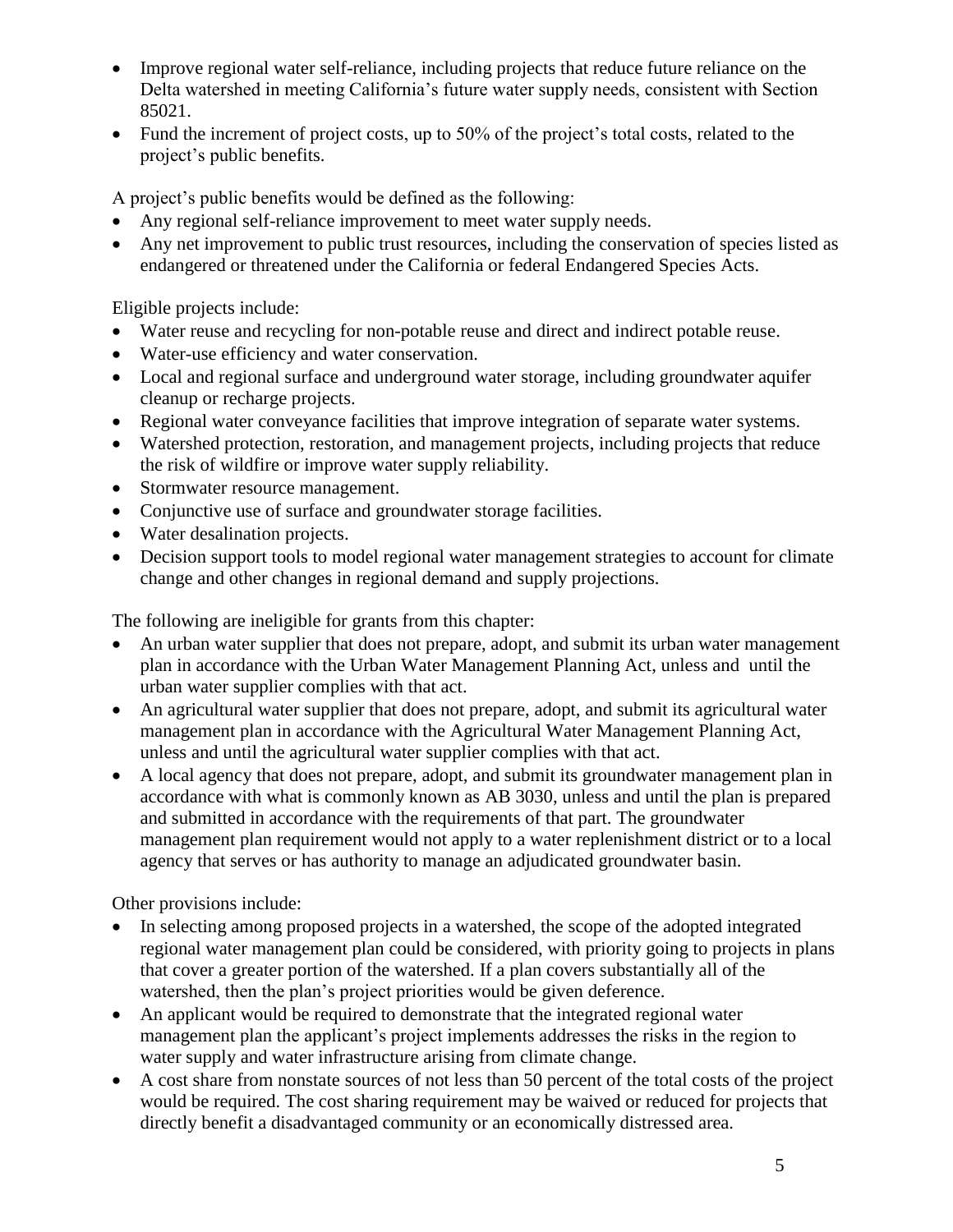- Improve regional water self-reliance, including projects that reduce future reliance on the Delta watershed in meeting California's future water supply needs, consistent with Section 85021.
- Fund the increment of project costs, up to 50% of the project's total costs, related to the project's public benefits.

A project's public benefits would be defined as the following:

- Any regional self-reliance improvement to meet water supply needs.
- Any net improvement to public trust resources, including the conservation of species listed as endangered or threatened under the California or federal Endangered Species Acts.

Eligible projects include:

- Water reuse and recycling for non-potable reuse and direct and indirect potable reuse.
- Water-use efficiency and water conservation.
- Local and regional surface and underground water storage, including groundwater aquifer cleanup or recharge projects.
- Regional water conveyance facilities that improve integration of separate water systems.
- Watershed protection, restoration, and management projects, including projects that reduce the risk of wildfire or improve water supply reliability.
- Stormwater resource management.
- Conjunctive use of surface and groundwater storage facilities.
- Water desalination projects.
- Decision support tools to model regional water management strategies to account for climate change and other changes in regional demand and supply projections.

The following are ineligible for grants from this chapter:

- An urban water supplier that does not prepare, adopt, and submit its urban water management plan in accordance with the Urban Water Management Planning Act, unless and until the urban water supplier complies with that act.
- An agricultural water supplier that does not prepare, adopt, and submit its agricultural water management plan in accordance with the Agricultural Water Management Planning Act, unless and until the agricultural water supplier complies with that act.
- A local agency that does not prepare, adopt, and submit its groundwater management plan in accordance with what is commonly known as AB 3030, unless and until the plan is prepared and submitted in accordance with the requirements of that part. The groundwater management plan requirement would not apply to a water replenishment district or to a local agency that serves or has authority to manage an adjudicated groundwater basin.

Other provisions include:

- In selecting among proposed projects in a watershed, the scope of the adopted integrated regional water management plan could be considered, with priority going to projects in plans that cover a greater portion of the watershed. If a plan covers substantially all of the watershed, then the plan's project priorities would be given deference.
- An applicant would be required to demonstrate that the integrated regional water management plan the applicant's project implements addresses the risks in the region to water supply and water infrastructure arising from climate change.
- A cost share from nonstate sources of not less than 50 percent of the total costs of the project would be required. The cost sharing requirement may be waived or reduced for projects that directly benefit a disadvantaged community or an economically distressed area.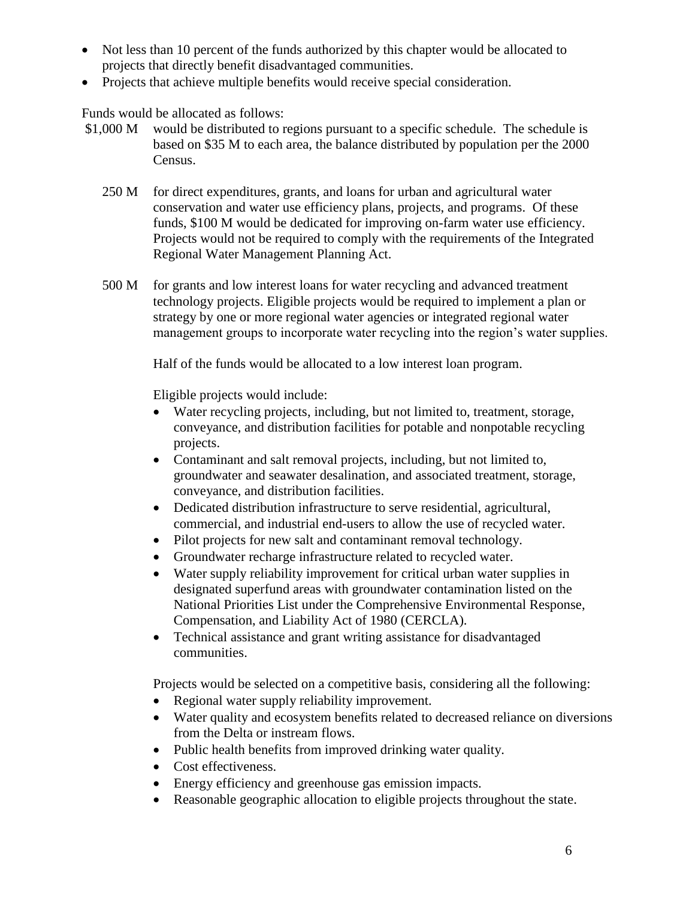- Not less than 10 percent of the funds authorized by this chapter would be allocated to projects that directly benefit disadvantaged communities.
- Projects that achieve multiple benefits would receive special consideration.

Funds would be allocated as follows:

$1,000 M would be distributed to regions pursuant to a specific schedule. The schedule is based on $35 M to each area, the balance distributed by population per the 2000 Census.

250 M for direct expenditures, grants, and loans for urban and agricultural water conservation and water use efficiency plans, projects, and programs. Of these funds, $100 M would be dedicated for improving on-farm water use efficiency. Projects would not be required to comply with the requirements of the Integrated Regional Water Management Planning Act.

500 M for grants and low interest loans for water recycling and advanced treatment technology projects. Eligible projects would be required to implement a plan or strategy by one or more regional water agencies or integrated regional water management groups to incorporate water recycling into the region's water supplies.

Half of the funds would be allocated to a low interest loan program.

Eligible projects would include:

- Water recycling projects, including, but not limited to, treatment, storage, conveyance, and distribution facilities for potable and nonpotable recycling projects.
- Contaminant and salt removal projects, including, but not limited to, groundwater and seawater desalination, and associated treatment, storage, conveyance, and distribution facilities.
- Dedicated distribution infrastructure to serve residential, agricultural, commercial, and industrial end-users to allow the use of recycled water.
- Pilot projects for new salt and contaminant removal technology.
- Groundwater recharge infrastructure related to recycled water.
- Water supply reliability improvement for critical urban water supplies in designated superfund areas with groundwater contamination listed on the National Priorities List under the Comprehensive Environmental Response, Compensation, and Liability Act of 1980 (CERCLA).
- Technical assistance and grant writing assistance for disadvantaged communities.

Projects would be selected on a competitive basis, considering all the following:

- Regional water supply reliability improvement.
- Water quality and ecosystem benefits related to decreased reliance on diversions from the Delta or instream flows.
- Public health benefits from improved drinking water quality.
- Cost effectiveness.
- Energy efficiency and greenhouse gas emission impacts.
- Reasonable geographic allocation to eligible projects throughout the state.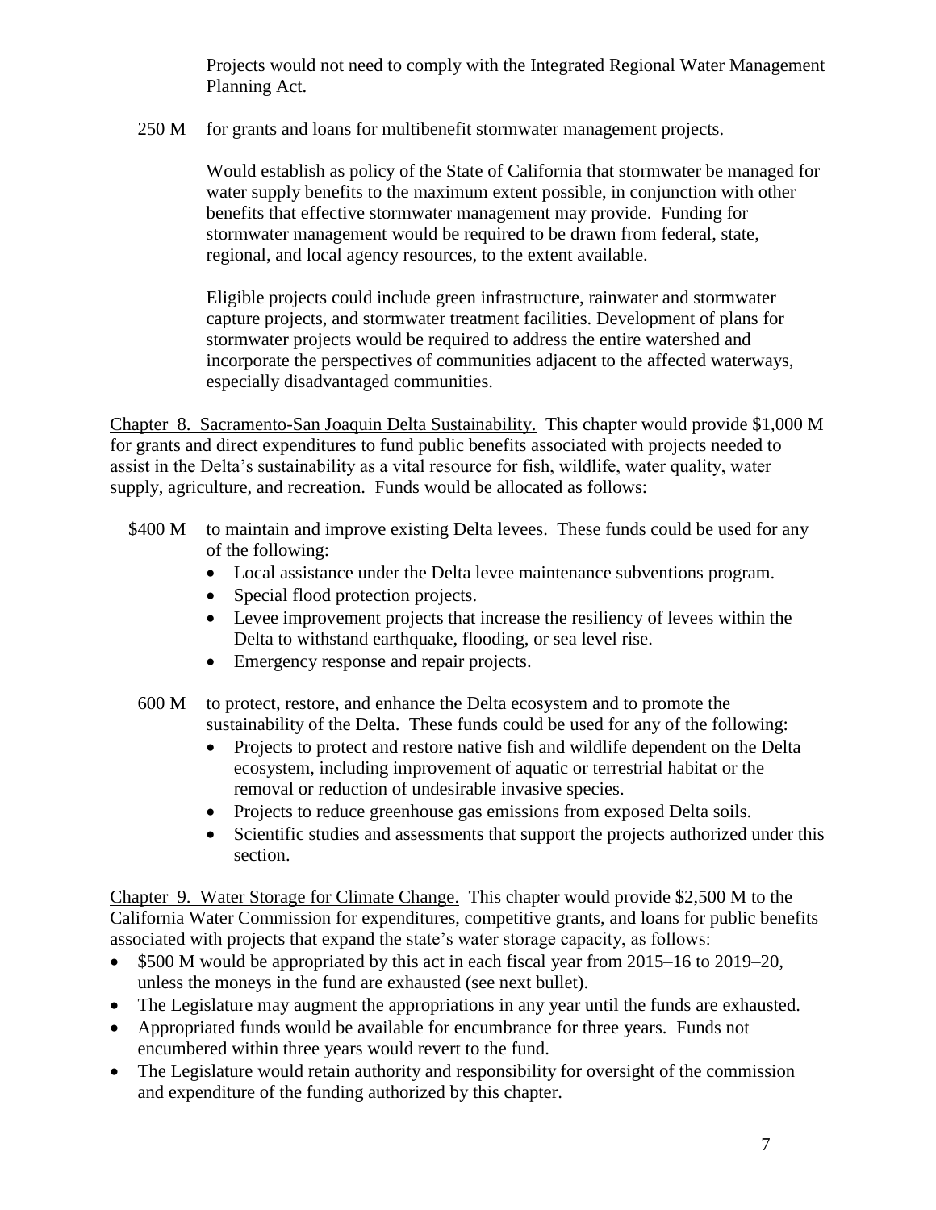Projects would not need to comply with the Integrated Regional Water Management Planning Act.

250 M for grants and loans for multibenefit stormwater management projects.

Would establish as policy of the State of California that stormwater be managed for water supply benefits to the maximum extent possible, in conjunction with other benefits that effective stormwater management may provide. Funding for stormwater management would be required to be drawn from federal, state, regional, and local agency resources, to the extent available.

Eligible projects could include green infrastructure, rainwater and stormwater capture projects, and stormwater treatment facilities. Development of plans for stormwater projects would be required to address the entire watershed and incorporate the perspectives of communities adjacent to the affected waterways, especially disadvantaged communities.

Chapter 8. Sacramento-San Joaquin Delta Sustainability. This chapter would provide $1,000 M for grants and direct expenditures to fund public benefits associated with projects needed to assist in the Delta's sustainability as a vital resource for fish, wildlife, water quality, water supply, agriculture, and recreation. Funds would be allocated as follows:

$400 M to maintain and improve existing Delta levees. These funds could be used for any of the following:

- Local assistance under the Delta levee maintenance subventions program.
- Special flood protection projects.
- Levee improvement projects that increase the resiliency of levees within the Delta to withstand earthquake, flooding, or sea level rise.
- Emergency response and repair projects.

600 M to protect, restore, and enhance the Delta ecosystem and to promote the sustainability of the Delta. These funds could be used for any of the following:

- Projects to protect and restore native fish and wildlife dependent on the Delta ecosystem, including improvement of aquatic or terrestrial habitat or the removal or reduction of undesirable invasive species.
- Projects to reduce greenhouse gas emissions from exposed Delta soils.
- Scientific studies and assessments that support the projects authorized under this section.

Chapter 9. Water Storage for Climate Change. This chapter would provide $2,500 M to the California Water Commission for expenditures, competitive grants, and loans for public benefits associated with projects that expand the state's water storage capacity, as follows:

- $500 M would be appropriated by this act in each fiscal year from 2015–16 to 2019–20, unless the moneys in the fund are exhausted (see next bullet).
- The Legislature may augment the appropriations in any year until the funds are exhausted.
- Appropriated funds would be available for encumbrance for three years. Funds not encumbered within three years would revert to the fund.
- The Legislature would retain authority and responsibility for oversight of the commission and expenditure of the funding authorized by this chapter.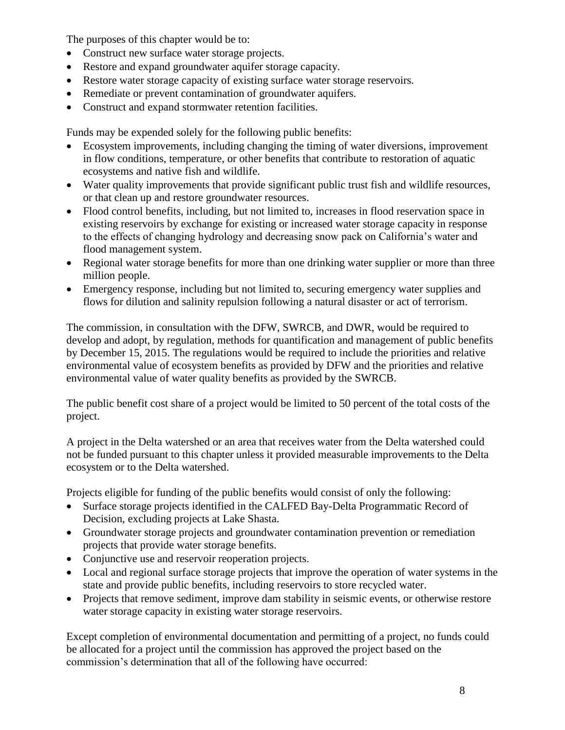The purposes of this chapter would be to:

- Construct new surface water storage projects.
- Restore and expand groundwater aquifer storage capacity.
- Restore water storage capacity of existing surface water storage reservoirs.
- Remediate or prevent contamination of groundwater aquifers.
- Construct and expand stormwater retention facilities.

Funds may be expended solely for the following public benefits:

- Ecosystem improvements, including changing the timing of water diversions, improvement in flow conditions, temperature, or other benefits that contribute to restoration of aquatic ecosystems and native fish and wildlife.
- Water quality improvements that provide significant public trust fish and wildlife resources, or that clean up and restore groundwater resources.
- Flood control benefits, including, but not limited to, increases in flood reservation space in existing reservoirs by exchange for existing or increased water storage capacity in response to the effects of changing hydrology and decreasing snow pack on California's water and flood management system.
- Regional water storage benefits for more than one drinking water supplier or more than three million people.
- Emergency response, including but not limited to, securing emergency water supplies and flows for dilution and salinity repulsion following a natural disaster or act of terrorism.

The commission, in consultation with the DFW, SWRCB, and DWR, would be required to develop and adopt, by regulation, methods for quantification and management of public benefits by December 15, 2015. The regulations would be required to include the priorities and relative environmental value of ecosystem benefits as provided by DFW and the priorities and relative environmental value of water quality benefits as provided by the SWRCB.

The public benefit cost share of a project would be limited to 50 percent of the total costs of the project.

A project in the Delta watershed or an area that receives water from the Delta watershed could not be funded pursuant to this chapter unless it provided measurable improvements to the Delta ecosystem or to the Delta watershed.

Projects eligible for funding of the public benefits would consist of only the following:

- Surface storage projects identified in the CALFED Bay-Delta Programmatic Record of Decision, excluding projects at Lake Shasta.
- Groundwater storage projects and groundwater contamination prevention or remediation projects that provide water storage benefits.
- Conjunctive use and reservoir reoperation projects.
- Local and regional surface storage projects that improve the operation of water systems in the state and provide public benefits, including reservoirs to store recycled water.
- Projects that remove sediment, improve dam stability in seismic events, or otherwise restore water storage capacity in existing water storage reservoirs.

Except completion of environmental documentation and permitting of a project, no funds could be allocated for a project until the commission has approved the project based on the commission's determination that all of the following have occurred: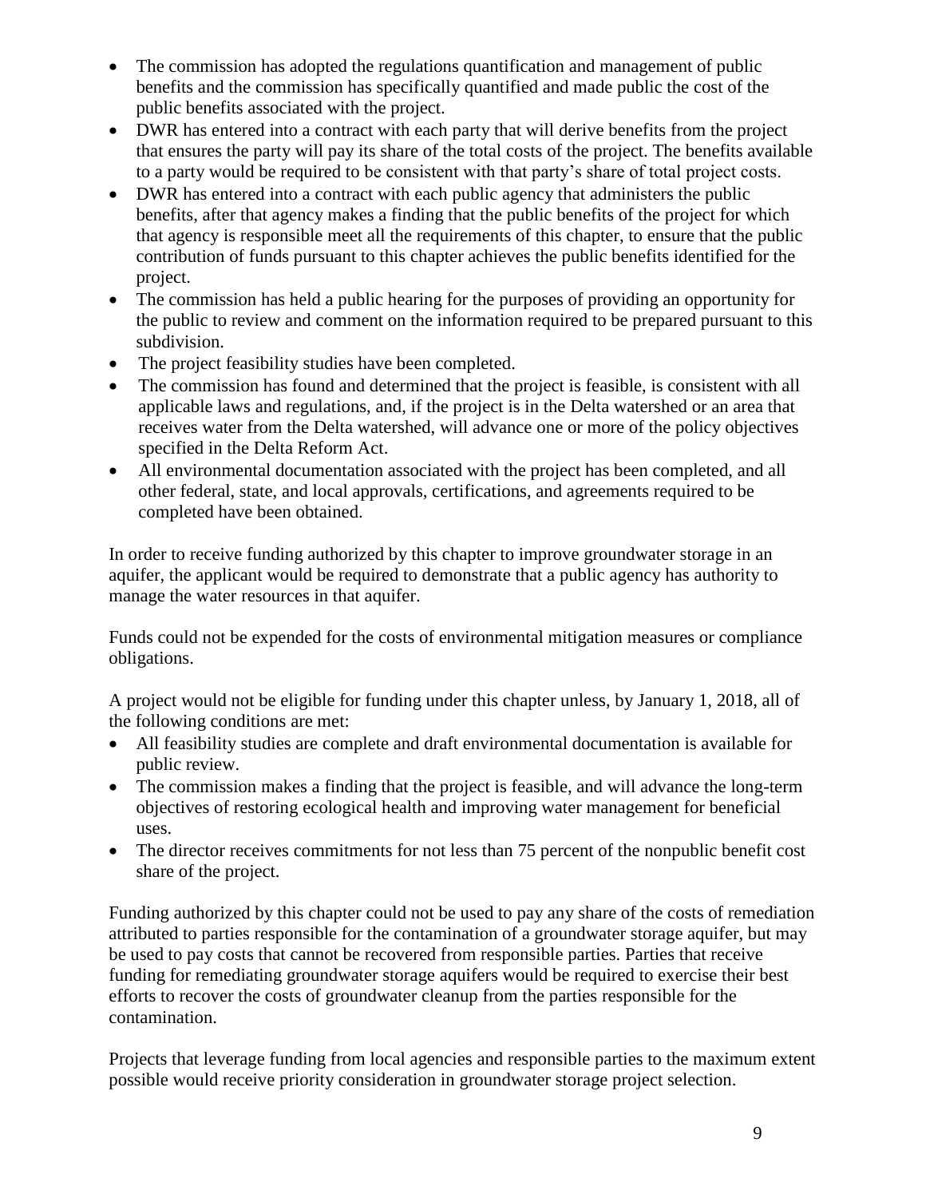- The commission has adopted the regulations quantification and management of public benefits and the commission has specifically quantified and made public the cost of the public benefits associated with the project.
- DWR has entered into a contract with each party that will derive benefits from the project that ensures the party will pay its share of the total costs of the project. The benefits available to a party would be required to be consistent with that party's share of total project costs.
- DWR has entered into a contract with each public agency that administers the public benefits, after that agency makes a finding that the public benefits of the project for which that agency is responsible meet all the requirements of this chapter, to ensure that the public contribution of funds pursuant to this chapter achieves the public benefits identified for the project.
- The commission has held a public hearing for the purposes of providing an opportunity for the public to review and comment on the information required to be prepared pursuant to this subdivision.
- The project feasibility studies have been completed.
- The commission has found and determined that the project is feasible, is consistent with all applicable laws and regulations, and, if the project is in the Delta watershed or an area that receives water from the Delta watershed, will advance one or more of the policy objectives specified in the Delta Reform Act.
- All environmental documentation associated with the project has been completed, and all other federal, state, and local approvals, certifications, and agreements required to be completed have been obtained.

In order to receive funding authorized by this chapter to improve groundwater storage in an aquifer, the applicant would be required to demonstrate that a public agency has authority to manage the water resources in that aquifer.

Funds could not be expended for the costs of environmental mitigation measures or compliance obligations.

A project would not be eligible for funding under this chapter unless, by January 1, 2018, all of the following conditions are met:

- All feasibility studies are complete and draft environmental documentation is available for public review.
- The commission makes a finding that the project is feasible, and will advance the long-term objectives of restoring ecological health and improving water management for beneficial uses.
- The director receives commitments for not less than 75 percent of the nonpublic benefit cost share of the project.

Funding authorized by this chapter could not be used to pay any share of the costs of remediation attributed to parties responsible for the contamination of a groundwater storage aquifer, but may be used to pay costs that cannot be recovered from responsible parties. Parties that receive funding for remediating groundwater storage aquifers would be required to exercise their best efforts to recover the costs of groundwater cleanup from the parties responsible for the contamination.

Projects that leverage funding from local agencies and responsible parties to the maximum extent possible would receive priority consideration in groundwater storage project selection.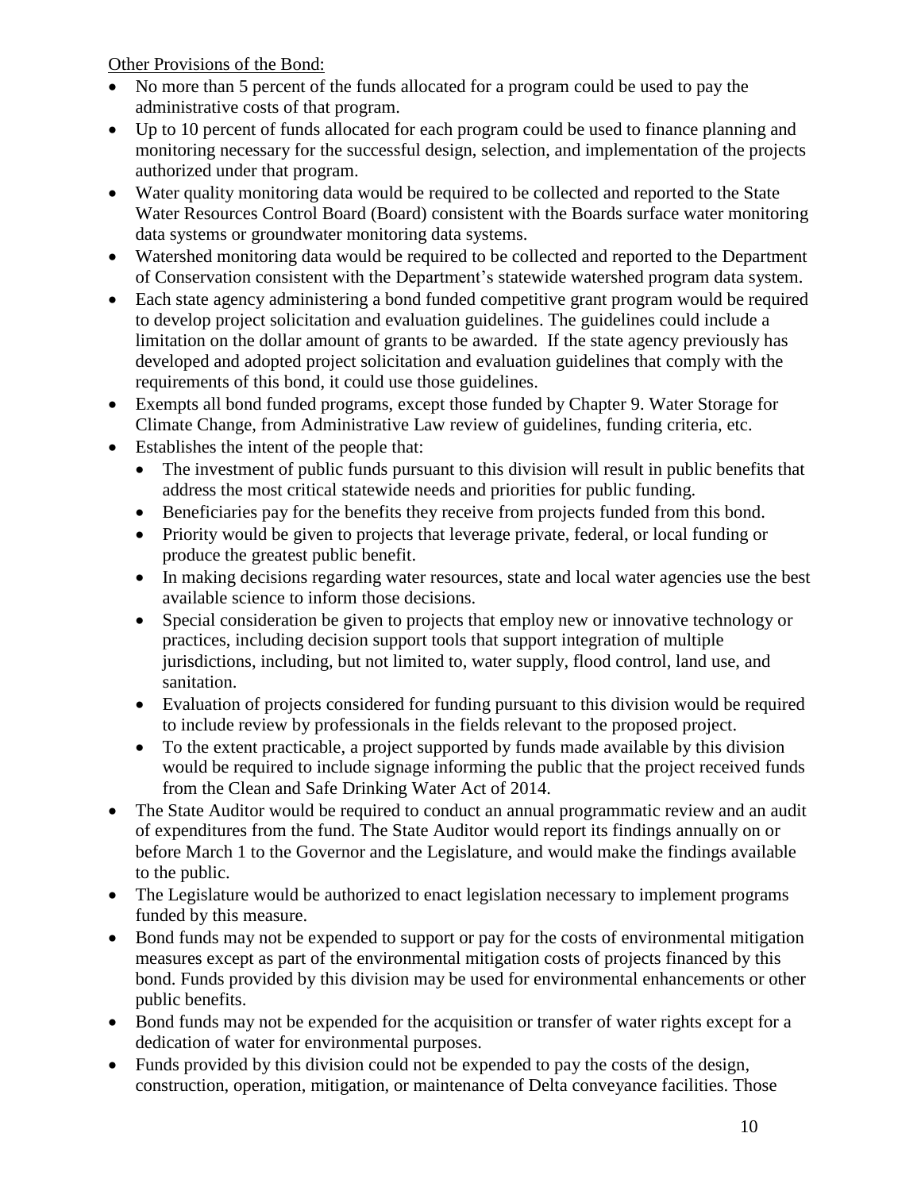Other Provisions of the Bond:

- No more than 5 percent of the funds allocated for a program could be used to pay the administrative costs of that program.
- Up to 10 percent of funds allocated for each program could be used to finance planning and monitoring necessary for the successful design, selection, and implementation of the projects authorized under that program.
- Water quality monitoring data would be required to be collected and reported to the State Water Resources Control Board (Board) consistent with the Boards surface water monitoring data systems or groundwater monitoring data systems.
- Watershed monitoring data would be required to be collected and reported to the Department of Conservation consistent with the Department's statewide watershed program data system.
- Each state agency administering a bond funded competitive grant program would be required to develop project solicitation and evaluation guidelines. The guidelines could include a limitation on the dollar amount of grants to be awarded. If the state agency previously has developed and adopted project solicitation and evaluation guidelines that comply with the requirements of this bond, it could use those guidelines.
- Exempts all bond funded programs, except those funded by Chapter 9. Water Storage for Climate Change, from Administrative Law review of guidelines, funding criteria, etc.
- Establishes the intent of the people that:
  - The investment of public funds pursuant to this division will result in public benefits that address the most critical statewide needs and priorities for public funding.
  - Beneficiaries pay for the benefits they receive from projects funded from this bond.
  - Priority would be given to projects that leverage private, federal, or local funding or produce the greatest public benefit.
  - In making decisions regarding water resources, state and local water agencies use the best available science to inform those decisions.
  - Special consideration be given to projects that employ new or innovative technology or practices, including decision support tools that support integration of multiple jurisdictions, including, but not limited to, water supply, flood control, land use, and sanitation.
  - Evaluation of projects considered for funding pursuant to this division would be required to include review by professionals in the fields relevant to the proposed project.
  - To the extent practicable, a project supported by funds made available by this division would be required to include signage informing the public that the project received funds from the Clean and Safe Drinking Water Act of 2014.
- The State Auditor would be required to conduct an annual programmatic review and an audit of expenditures from the fund. The State Auditor would report its findings annually on or before March 1 to the Governor and the Legislature, and would make the findings available to the public.
- The Legislature would be authorized to enact legislation necessary to implement programs funded by this measure.
- Bond funds may not be expended to support or pay for the costs of environmental mitigation measures except as part of the environmental mitigation costs of projects financed by this bond. Funds provided by this division may be used for environmental enhancements or other public benefits.
- Bond funds may not be expended for the acquisition or transfer of water rights except for a dedication of water for environmental purposes.
- Funds provided by this division could not be expended to pay the costs of the design, construction, operation, mitigation, or maintenance of Delta conveyance facilities. Those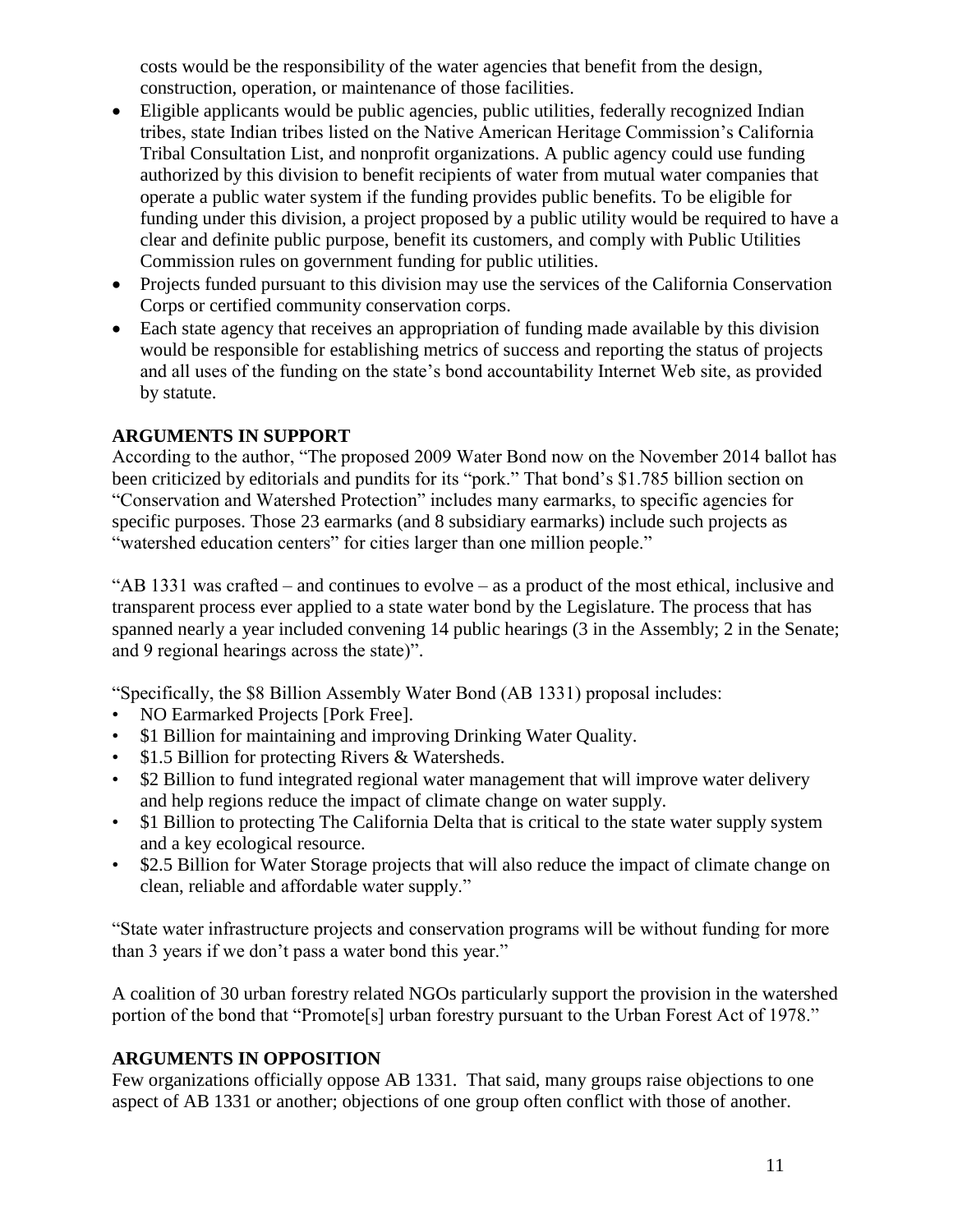costs would be the responsibility of the water agencies that benefit from the design, construction, operation, or maintenance of those facilities.

- Eligible applicants would be public agencies, public utilities, federally recognized Indian tribes, state Indian tribes listed on the Native American Heritage Commission's California Tribal Consultation List, and nonprofit organizations. A public agency could use funding authorized by this division to benefit recipients of water from mutual water companies that operate a public water system if the funding provides public benefits. To be eligible for funding under this division, a project proposed by a public utility would be required to have a clear and definite public purpose, benefit its customers, and comply with Public Utilities Commission rules on government funding for public utilities.
- Projects funded pursuant to this division may use the services of the California Conservation Corps or certified community conservation corps.
- Each state agency that receives an appropriation of funding made available by this division would be responsible for establishing metrics of success and reporting the status of projects and all uses of the funding on the state's bond accountability Internet Web site, as provided by statute.

**ARGUMENTS IN SUPPORT**

According to the author, "The proposed 2009 Water Bond now on the November 2014 ballot has been criticized by editorials and pundits for its "pork." That bond's $1.785 billion section on "Conservation and Watershed Protection" includes many earmarks, to specific agencies for specific purposes. Those 23 earmarks (and 8 subsidiary earmarks) include such projects as "watershed education centers" for cities larger than one million people."

"AB 1331 was crafted – and continues to evolve – as a product of the most ethical, inclusive and transparent process ever applied to a state water bond by the Legislature. The process that has spanned nearly a year included convening 14 public hearings (3 in the Assembly; 2 in the Senate; and 9 regional hearings across the state)".

"Specifically, the $8 Billion Assembly Water Bond (AB 1331) proposal includes:

- NO Earmarked Projects [Pork Free].
- $1 Billion for maintaining and improving Drinking Water Quality.
- $1.5 Billion for protecting Rivers & Watersheds.
- $2 Billion to fund integrated regional water management that will improve water delivery and help regions reduce the impact of climate change on water supply.
- $1 Billion to protecting The California Delta that is critical to the state water supply system and a key ecological resource.
- $2.5 Billion for Water Storage projects that will also reduce the impact of climate change on clean, reliable and affordable water supply."

"State water infrastructure projects and conservation programs will be without funding for more than 3 years if we don't pass a water bond this year."

A coalition of 30 urban forestry related NGOs particularly support the provision in the watershed portion of the bond that "Promote[s] urban forestry pursuant to the Urban Forest Act of 1978."

**ARGUMENTS IN OPPOSITION**

Few organizations officially oppose AB 1331. That said, many groups raise objections to one aspect of AB 1331 or another; objections of one group often conflict with those of another.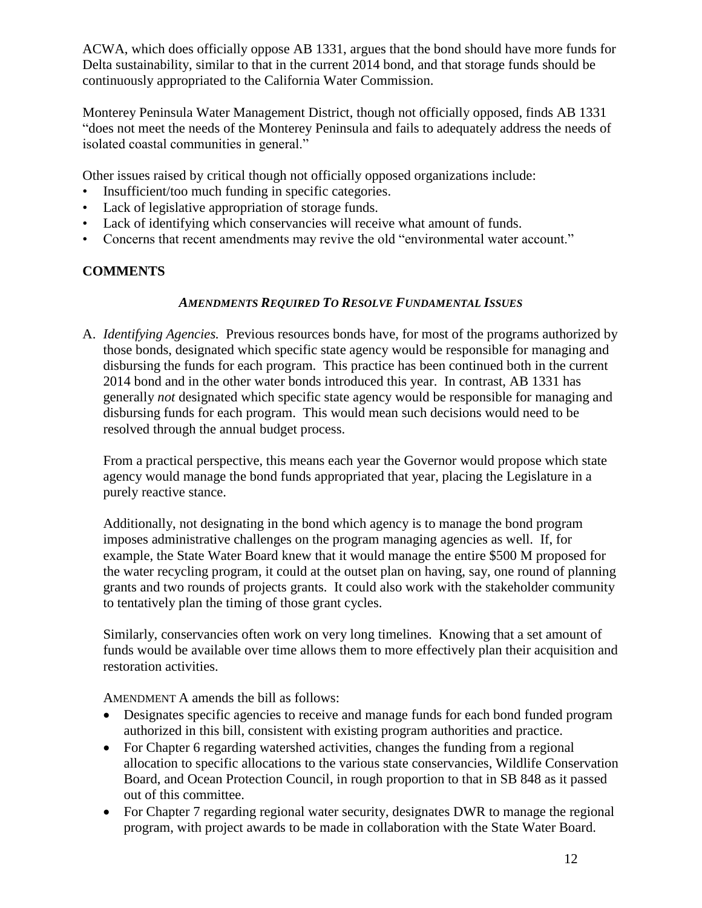ACWA, which does officially oppose AB 1331, argues that the bond should have more funds for Delta sustainability, similar to that in the current 2014 bond, and that storage funds should be continuously appropriated to the California Water Commission.

Monterey Peninsula Water Management District, though not officially opposed, finds AB 1331 "does not meet the needs of the Monterey Peninsula and fails to adequately address the needs of isolated coastal communities in general."

Other issues raised by critical though not officially opposed organizations include:

- Insufficient/too much funding in specific categories.
- Lack of legislative appropriation of storage funds.
- Lack of identifying which conservancies will receive what amount of funds.
- Concerns that recent amendments may revive the old "environmental water account."

## COMMENTS

### *AMENDMENTS REQUIRED TO RESOLVE FUNDAMENTAL ISSUES*

A. *Identifying Agencies.* Previous resources bonds have, for most of the programs authorized by those bonds, designated which specific state agency would be responsible for managing and disbursing the funds for each program. This practice has been continued both in the current 2014 bond and in the other water bonds introduced this year. In contrast, AB 1331 has generally *not* designated which specific state agency would be responsible for managing and disbursing funds for each program. This would mean such decisions would need to be resolved through the annual budget process.

   From a practical perspective, this means each year the Governor would propose which state agency would manage the bond funds appropriated that year, placing the Legislature in a purely reactive stance.

   Additionally, not designating in the bond which agency is to manage the bond program imposes administrative challenges on the program managing agencies as well. If, for example, the State Water Board knew that it would manage the entire $500 M proposed for the water recycling program, it could at the outset plan on having, say, one round of planning grants and two rounds of projects grants. It could also work with the stakeholder community to tentatively plan the timing of those grant cycles.

   Similarly, conservancies often work on very long timelines. Knowing that a set amount of funds would be available over time allows them to more effectively plan their acquisition and restoration activities.

   AMENDMENT A amends the bill as follows:

   - Designates specific agencies to receive and manage funds for each bond funded program authorized in this bill, consistent with existing program authorities and practice.
   - For Chapter 6 regarding watershed activities, changes the funding from a regional allocation to specific allocations to the various state conservancies, Wildlife Conservation Board, and Ocean Protection Council, in rough proportion to that in SB 848 as it passed out of this committee.
   - For Chapter 7 regarding regional water security, designates DWR to manage the regional program, with project awards to be made in collaboration with the State Water Board.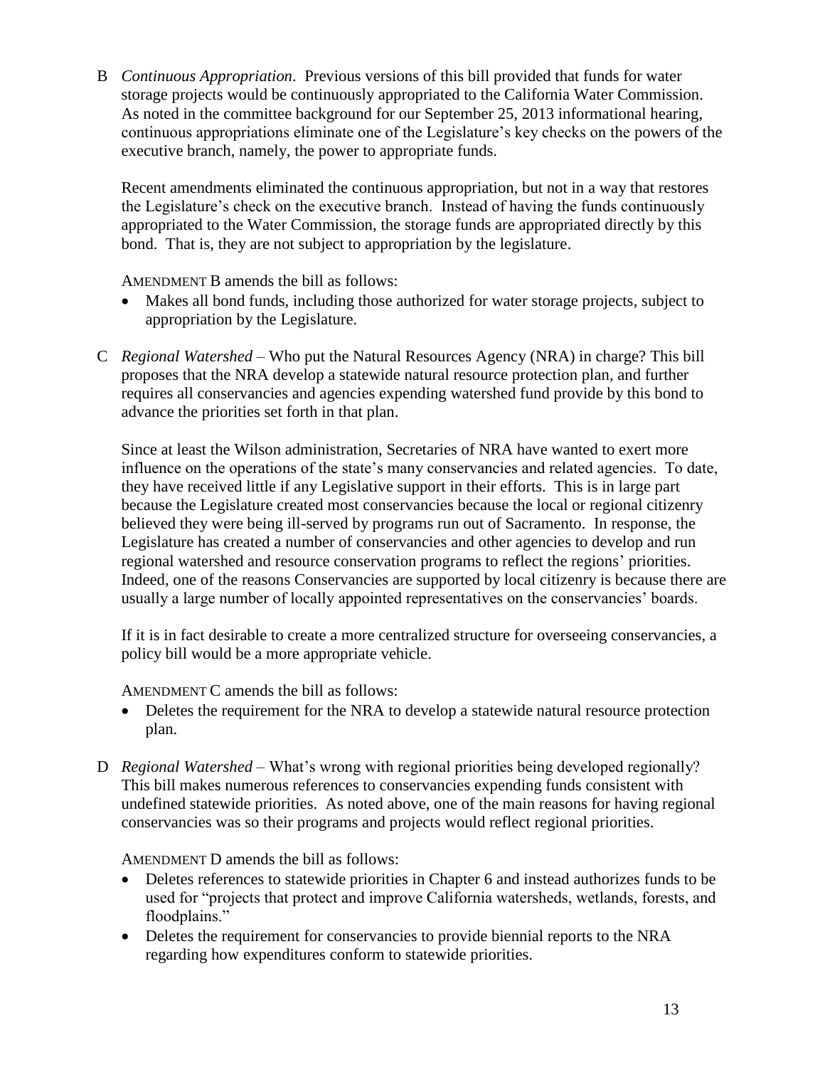B *Continuous Appropriation*. Previous versions of this bill provided that funds for water storage projects would be continuously appropriated to the California Water Commission. As noted in the committee background for our September 25, 2013 informational hearing, continuous appropriations eliminate one of the Legislature's key checks on the powers of the executive branch, namely, the power to appropriate funds.

Recent amendments eliminated the continuous appropriation, but not in a way that restores the Legislature's check on the executive branch. Instead of having the funds continuously appropriated to the Water Commission, the storage funds are appropriated directly by this bond. That is, they are not subject to appropriation by the legislature.

AMENDMENT B amends the bill as follows:

- Makes all bond funds, including those authorized for water storage projects, subject to appropriation by the Legislature.

C *Regional Watershed* – Who put the Natural Resources Agency (NRA) in charge? This bill proposes that the NRA develop a statewide natural resource protection plan, and further requires all conservancies and agencies expending watershed fund provide by this bond to advance the priorities set forth in that plan.

Since at least the Wilson administration, Secretaries of NRA have wanted to exert more influence on the operations of the state's many conservancies and related agencies. To date, they have received little if any Legislative support in their efforts. This is in large part because the Legislature created most conservancies because the local or regional citizenry believed they were being ill-served by programs run out of Sacramento. In response, the Legislature has created a number of conservancies and other agencies to develop and run regional watershed and resource conservation programs to reflect the regions' priorities. Indeed, one of the reasons Conservancies are supported by local citizenry is because there are usually a large number of locally appointed representatives on the conservancies' boards.

If it is in fact desirable to create a more centralized structure for overseeing conservancies, a policy bill would be a more appropriate vehicle.

AMENDMENT C amends the bill as follows:

- Deletes the requirement for the NRA to develop a statewide natural resource protection plan.

D *Regional Watershed* – What's wrong with regional priorities being developed regionally? This bill makes numerous references to conservancies expending funds consistent with undefined statewide priorities. As noted above, one of the main reasons for having regional conservancies was so their programs and projects would reflect regional priorities.

AMENDMENT D amends the bill as follows:

- Deletes references to statewide priorities in Chapter 6 and instead authorizes funds to be used for "projects that protect and improve California watersheds, wetlands, forests, and floodplains."
- Deletes the requirement for conservancies to provide biennial reports to the NRA regarding how expenditures conform to statewide priorities.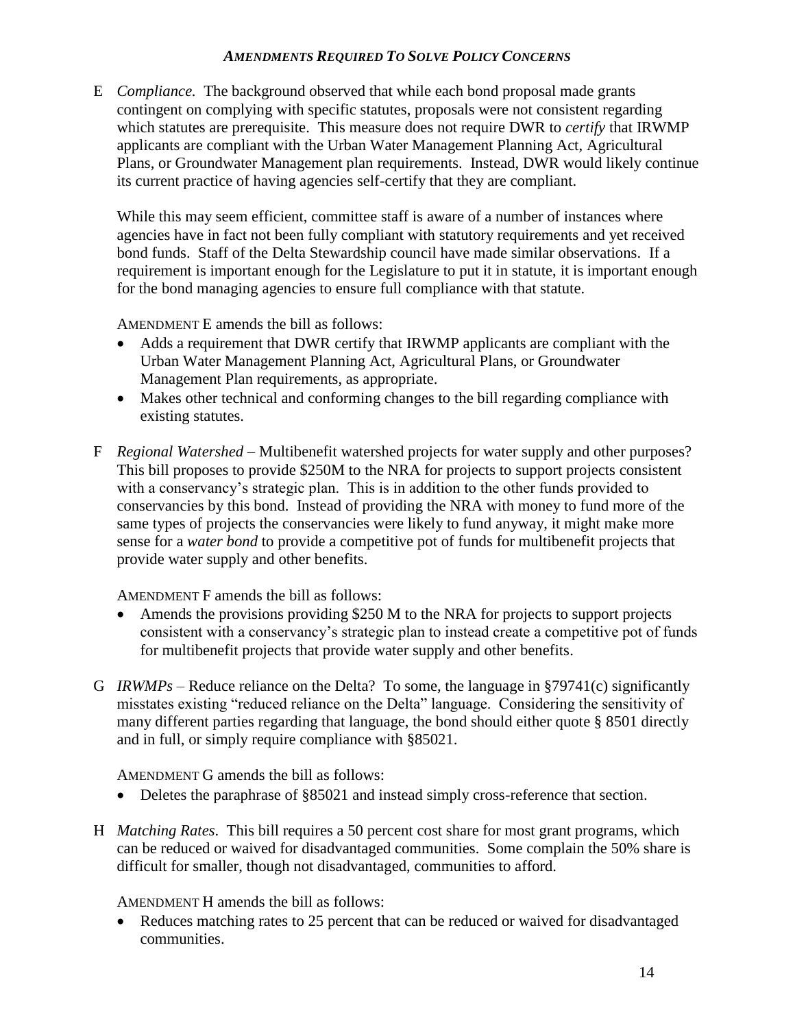### *AMENDMENTS REQUIRED TO SOLVE POLICY CONCERNS*

E *Compliance.* The background observed that while each bond proposal made grants contingent on complying with specific statutes, proposals were not consistent regarding which statutes are prerequisite. This measure does not require DWR to *certify* that IRWMP applicants are compliant with the Urban Water Management Planning Act, Agricultural Plans, or Groundwater Management plan requirements. Instead, DWR would likely continue its current practice of having agencies self-certify that they are compliant.

While this may seem efficient, committee staff is aware of a number of instances where agencies have in fact not been fully compliant with statutory requirements and yet received bond funds. Staff of the Delta Stewardship council have made similar observations. If a requirement is important enough for the Legislature to put it in statute, it is important enough for the bond managing agencies to ensure full compliance with that statute.

AMENDMENT E amends the bill as follows:

- Adds a requirement that DWR certify that IRWMP applicants are compliant with the Urban Water Management Planning Act, Agricultural Plans, or Groundwater Management Plan requirements, as appropriate.
- Makes other technical and conforming changes to the bill regarding compliance with existing statutes.

F *Regional Watershed* – Multibenefit watershed projects for water supply and other purposes? This bill proposes to provide \$250M to the NRA for projects to support projects consistent with a conservancy's strategic plan. This is in addition to the other funds provided to conservancies by this bond. Instead of providing the NRA with money to fund more of the same types of projects the conservancies were likely to fund anyway, it might make more sense for a *water bond* to provide a competitive pot of funds for multibenefit projects that provide water supply and other benefits.

AMENDMENT F amends the bill as follows:

- Amends the provisions providing \$250 M to the NRA for projects to support projects consistent with a conservancy's strategic plan to instead create a competitive pot of funds for multibenefit projects that provide water supply and other benefits.

G *IRWMPs* – Reduce reliance on the Delta? To some, the language in §79741(c) significantly misstates existing "reduced reliance on the Delta" language. Considering the sensitivity of many different parties regarding that language, the bond should either quote § 8501 directly and in full, or simply require compliance with §85021.

AMENDMENT G amends the bill as follows:

- Deletes the paraphrase of §85021 and instead simply cross-reference that section.

H *Matching Rates*. This bill requires a 50 percent cost share for most grant programs, which can be reduced or waived for disadvantaged communities. Some complain the 50% share is difficult for smaller, though not disadvantaged, communities to afford.

AMENDMENT H amends the bill as follows:

- Reduces matching rates to 25 percent that can be reduced or waived for disadvantaged communities.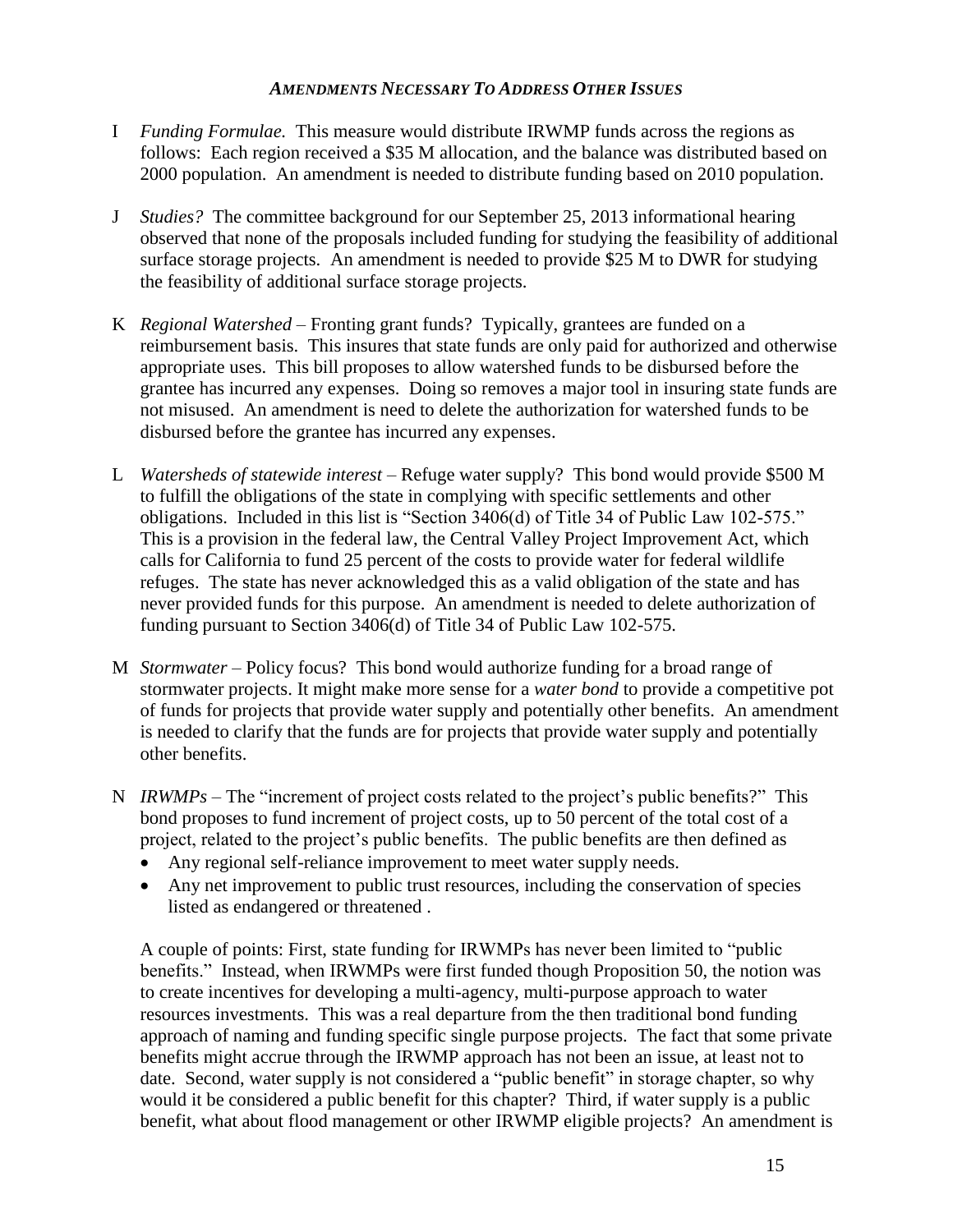### *AMENDMENTS NECESSARY TO ADDRESS OTHER ISSUES*

I *Funding Formulae.* This measure would distribute IRWMP funds across the regions as follows: Each region received a $35 M allocation, and the balance was distributed based on 2000 population. An amendment is needed to distribute funding based on 2010 population.

J *Studies?* The committee background for our September 25, 2013 informational hearing observed that none of the proposals included funding for studying the feasibility of additional surface storage projects. An amendment is needed to provide $25 M to DWR for studying the feasibility of additional surface storage projects.

K *Regional Watershed* – Fronting grant funds? Typically, grantees are funded on a reimbursement basis. This insures that state funds are only paid for authorized and otherwise appropriate uses. This bill proposes to allow watershed funds to be disbursed before the grantee has incurred any expenses. Doing so removes a major tool in insuring state funds are not misused. An amendment is need to delete the authorization for watershed funds to be disbursed before the grantee has incurred any expenses.

L *Watersheds of statewide interest* – Refuge water supply? This bond would provide $500 M to fulfill the obligations of the state in complying with specific settlements and other obligations. Included in this list is "Section 3406(d) of Title 34 of Public Law 102-575." This is a provision in the federal law, the Central Valley Project Improvement Act, which calls for California to fund 25 percent of the costs to provide water for federal wildlife refuges. The state has never acknowledged this as a valid obligation of the state and has never provided funds for this purpose. An amendment is needed to delete authorization of funding pursuant to Section 3406(d) of Title 34 of Public Law 102-575.

M *Stormwater* – Policy focus? This bond would authorize funding for a broad range of stormwater projects. It might make more sense for a *water bond* to provide a competitive pot of funds for projects that provide water supply and potentially other benefits. An amendment is needed to clarify that the funds are for projects that provide water supply and potentially other benefits.

N *IRWMPs* – The "increment of project costs related to the project's public benefits?" This bond proposes to fund increment of project costs, up to 50 percent of the total cost of a project, related to the project's public benefits. The public benefits are then defined as

- Any regional self-reliance improvement to meet water supply needs.
- Any net improvement to public trust resources, including the conservation of species listed as endangered or threatened .

A couple of points: First, state funding for IRWMPs has never been limited to "public benefits." Instead, when IRWMPs were first funded though Proposition 50, the notion was to create incentives for developing a multi-agency, multi-purpose approach to water resources investments. This was a real departure from the then traditional bond funding approach of naming and funding specific single purpose projects. The fact that some private benefits might accrue through the IRWMP approach has not been an issue, at least not to date. Second, water supply is not considered a "public benefit" in storage chapter, so why would it be considered a public benefit for this chapter? Third, if water supply is a public benefit, what about flood management or other IRWMP eligible projects? An amendment is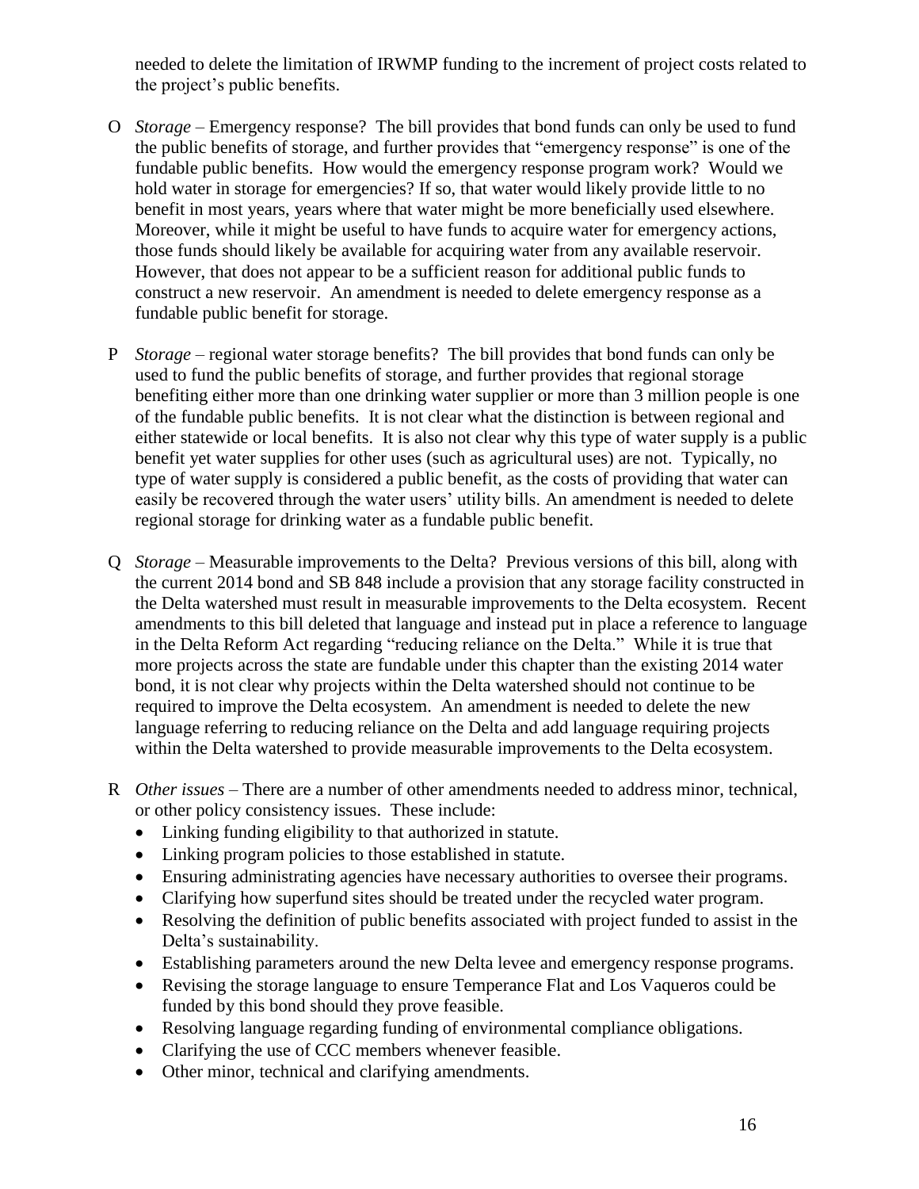needed to delete the limitation of IRWMP funding to the increment of project costs related to the project's public benefits.

O *Storage* – Emergency response? The bill provides that bond funds can only be used to fund the public benefits of storage, and further provides that "emergency response" is one of the fundable public benefits. How would the emergency response program work? Would we hold water in storage for emergencies? If so, that water would likely provide little to no benefit in most years, years where that water might be more beneficially used elsewhere. Moreover, while it might be useful to have funds to acquire water for emergency actions, those funds should likely be available for acquiring water from any available reservoir. However, that does not appear to be a sufficient reason for additional public funds to construct a new reservoir. An amendment is needed to delete emergency response as a fundable public benefit for storage.

P *Storage* – regional water storage benefits? The bill provides that bond funds can only be used to fund the public benefits of storage, and further provides that regional storage benefiting either more than one drinking water supplier or more than 3 million people is one of the fundable public benefits. It is not clear what the distinction is between regional and either statewide or local benefits. It is also not clear why this type of water supply is a public benefit yet water supplies for other uses (such as agricultural uses) are not. Typically, no type of water supply is considered a public benefit, as the costs of providing that water can easily be recovered through the water users' utility bills. An amendment is needed to delete regional storage for drinking water as a fundable public benefit.

Q *Storage* – Measurable improvements to the Delta? Previous versions of this bill, along with the current 2014 bond and SB 848 include a provision that any storage facility constructed in the Delta watershed must result in measurable improvements to the Delta ecosystem. Recent amendments to this bill deleted that language and instead put in place a reference to language in the Delta Reform Act regarding "reducing reliance on the Delta." While it is true that more projects across the state are fundable under this chapter than the existing 2014 water bond, it is not clear why projects within the Delta watershed should not continue to be required to improve the Delta ecosystem. An amendment is needed to delete the new language referring to reducing reliance on the Delta and add language requiring projects within the Delta watershed to provide measurable improvements to the Delta ecosystem.

R *Other issues* – There are a number of other amendments needed to address minor, technical, or other policy consistency issues. These include:
- Linking funding eligibility to that authorized in statute.
- Linking program policies to those established in statute.
- Ensuring administrating agencies have necessary authorities to oversee their programs.
- Clarifying how superfund sites should be treated under the recycled water program.
- Resolving the definition of public benefits associated with project funded to assist in the Delta's sustainability.
- Establishing parameters around the new Delta levee and emergency response programs.
- Revising the storage language to ensure Temperance Flat and Los Vaqueros could be funded by this bond should they prove feasible.
- Resolving language regarding funding of environmental compliance obligations.
- Clarifying the use of CCC members whenever feasible.
- Other minor, technical and clarifying amendments.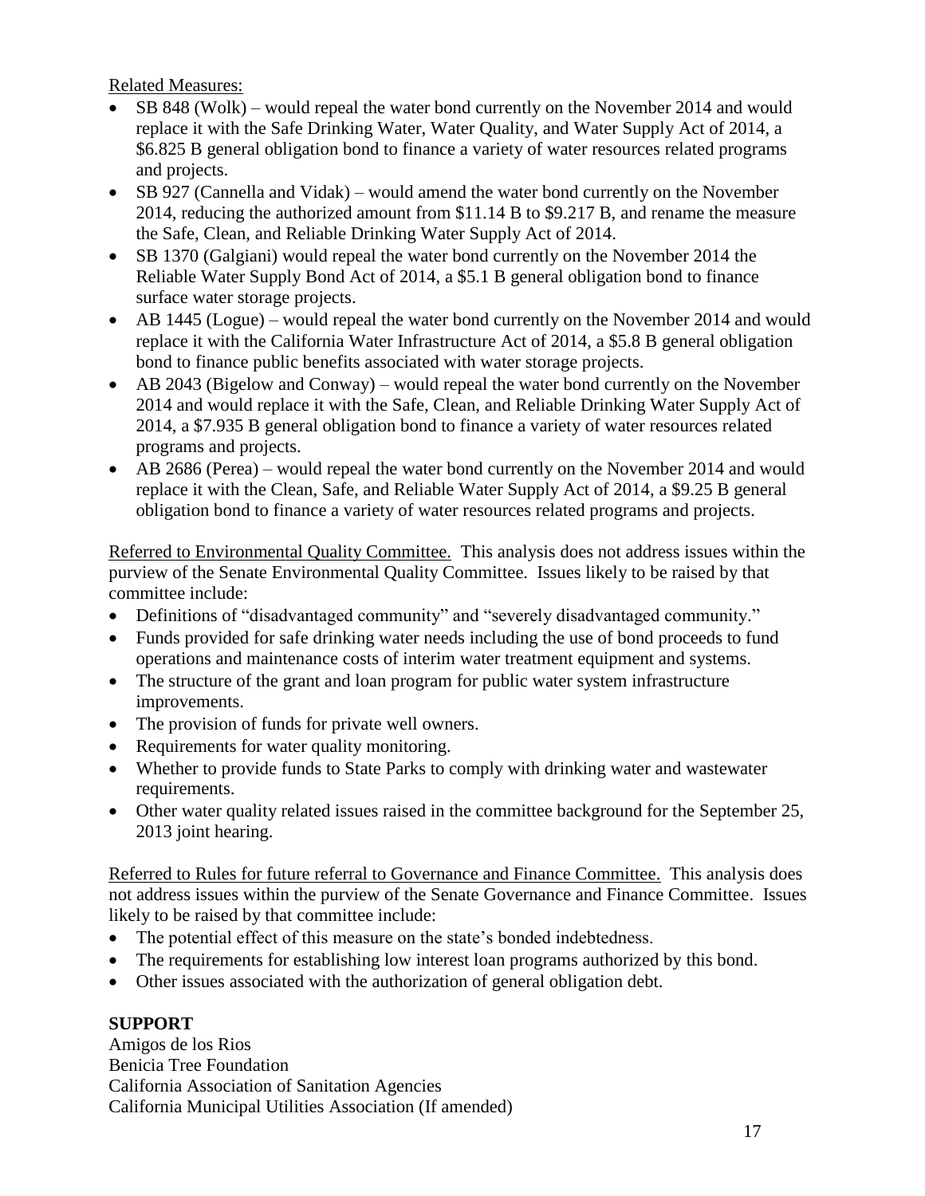Related Measures:

- SB 848 (Wolk) – would repeal the water bond currently on the November 2014 and would replace it with the Safe Drinking Water, Water Quality, and Water Supply Act of 2014, a $6.825 B general obligation bond to finance a variety of water resources related programs and projects.
- SB 927 (Cannella and Vidak) – would amend the water bond currently on the November 2014, reducing the authorized amount from $11.14 B to $9.217 B, and rename the measure the Safe, Clean, and Reliable Drinking Water Supply Act of 2014.
- SB 1370 (Galgiani) would repeal the water bond currently on the November 2014 the Reliable Water Supply Bond Act of 2014, a $5.1 B general obligation bond to finance surface water storage projects.
- AB 1445 (Logue) – would repeal the water bond currently on the November 2014 and would replace it with the California Water Infrastructure Act of 2014, a $5.8 B general obligation bond to finance public benefits associated with water storage projects.
- AB 2043 (Bigelow and Conway) – would repeal the water bond currently on the November 2014 and would replace it with the Safe, Clean, and Reliable Drinking Water Supply Act of 2014, a $7.935 B general obligation bond to finance a variety of water resources related programs and projects.
- AB 2686 (Perea) – would repeal the water bond currently on the November 2014 and would replace it with the Clean, Safe, and Reliable Water Supply Act of 2014, a $9.25 B general obligation bond to finance a variety of water resources related programs and projects.

Referred to Environmental Quality Committee. This analysis does not address issues within the purview of the Senate Environmental Quality Committee. Issues likely to be raised by that committee include:

- Definitions of "disadvantaged community" and "severely disadvantaged community."
- Funds provided for safe drinking water needs including the use of bond proceeds to fund operations and maintenance costs of interim water treatment equipment and systems.
- The structure of the grant and loan program for public water system infrastructure improvements.
- The provision of funds for private well owners.
- Requirements for water quality monitoring.
- Whether to provide funds to State Parks to comply with drinking water and wastewater requirements.
- Other water quality related issues raised in the committee background for the September 25, 2013 joint hearing.

Referred to Rules for future referral to Governance and Finance Committee. This analysis does not address issues within the purview of the Senate Governance and Finance Committee. Issues likely to be raised by that committee include:

- The potential effect of this measure on the state's bonded indebtedness.
- The requirements for establishing low interest loan programs authorized by this bond.
- Other issues associated with the authorization of general obligation debt.

**SUPPORT**

Amigos de los Rios
Benicia Tree Foundation
California Association of Sanitation Agencies
California Municipal Utilities Association (If amended)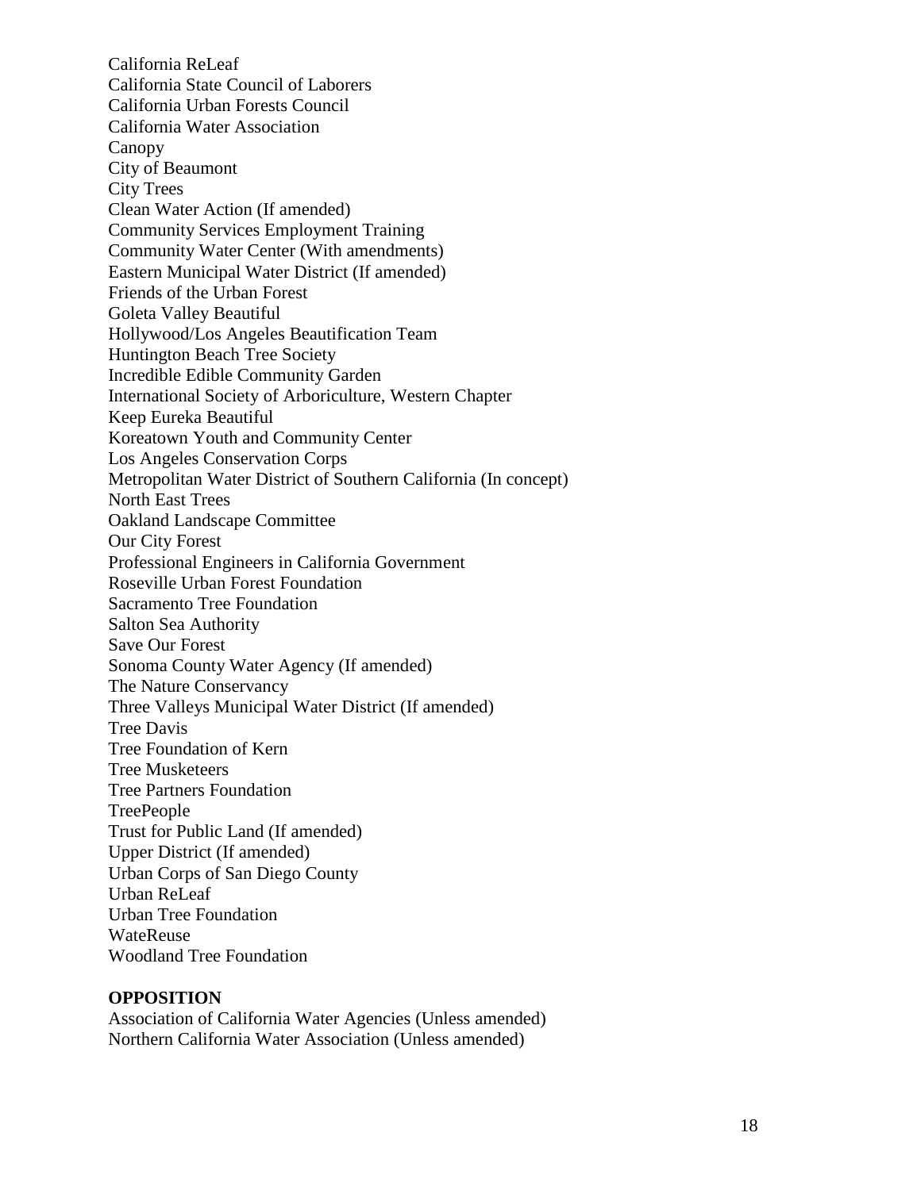California ReLeaf
California State Council of Laborers
California Urban Forests Council
California Water Association
Canopy
City of Beaumont
City Trees
Clean Water Action (If amended)
Community Services Employment Training
Community Water Center (With amendments)
Eastern Municipal Water District (If amended)
Friends of the Urban Forest
Goleta Valley Beautiful
Hollywood/Los Angeles Beautification Team
Huntington Beach Tree Society
Incredible Edible Community Garden
International Society of Arboriculture, Western Chapter
Keep Eureka Beautiful
Koreatown Youth and Community Center
Los Angeles Conservation Corps
Metropolitan Water District of Southern California (In concept)
North East Trees
Oakland Landscape Committee
Our City Forest
Professional Engineers in California Government
Roseville Urban Forest Foundation
Sacramento Tree Foundation
Salton Sea Authority
Save Our Forest
Sonoma County Water Agency (If amended)
The Nature Conservancy
Three Valleys Municipal Water District (If amended)
Tree Davis
Tree Foundation of Kern
Tree Musketeers
Tree Partners Foundation
TreePeople
Trust for Public Land (If amended)
Upper District (If amended)
Urban Corps of San Diego County
Urban ReLeaf
Urban Tree Foundation
WateReuse
Woodland Tree Foundation

**OPPOSITION**

Association of California Water Agencies (Unless amended)
Northern California Water Association (Unless amended)